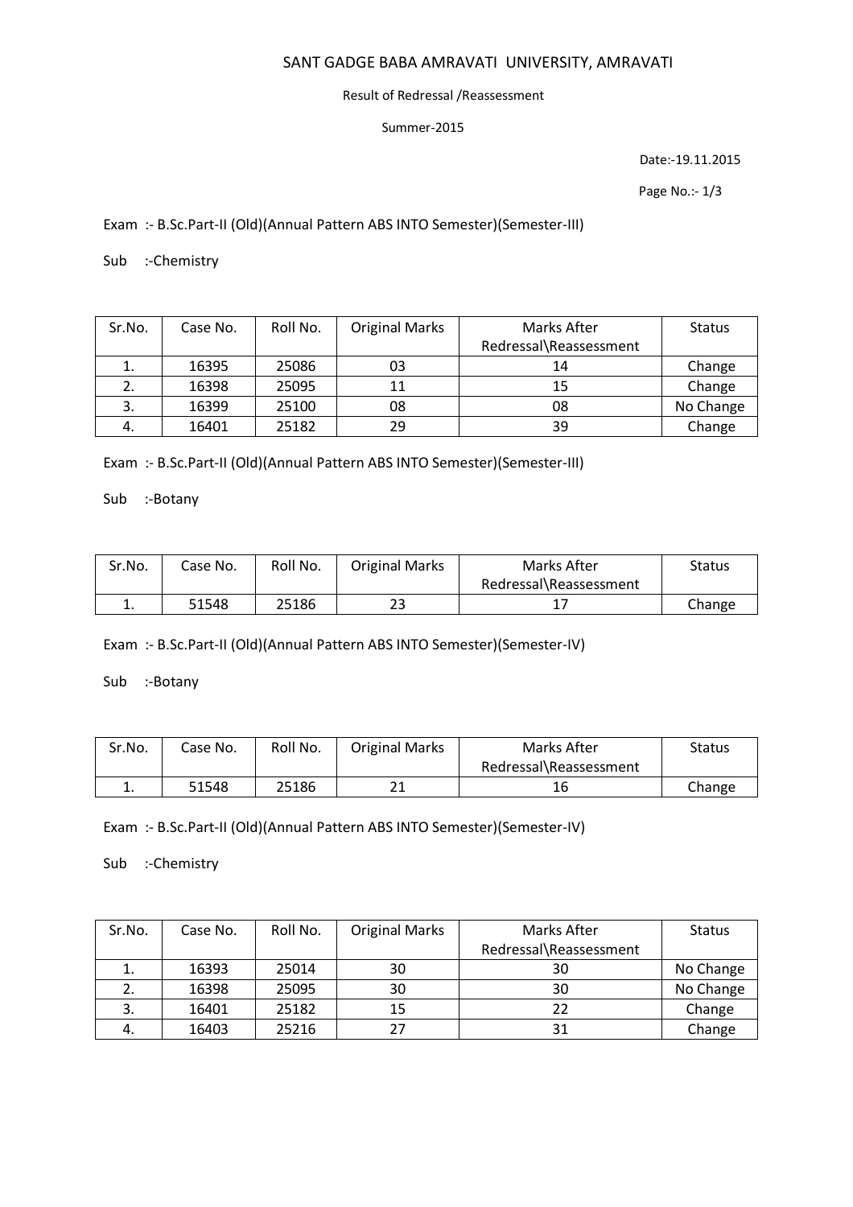# SANT GADGE BABA AMRAVATI UNIVERSITY, AMRAVATI

Result of Redressal /Reassessment

Summer-2015

Date:-19.11.2015

Exam :- B.Sc.Part-II (Old)(Annual Pattern ABS INTO Semester)(Semester-III)

Sub :-Chemistry

| Sr.No. | Case No. | Roll No. | Original Marks | Marks After Redressal\Reassessment | Status |
|---|---|---|---|---|---|
| 1. | 16395 | 25086 | 03 | 14 | Change |
| 2. | 16398 | 25095 | 11 | 15 | Change |
| 3. | 16399 | 25100 | 08 | 08 | No Change |
| 4. | 16401 | 25182 | 29 | 39 | Change |

Exam :- B.Sc.Part-II (Old)(Annual Pattern ABS INTO Semester)(Semester-III)

Sub :-Botany

| Sr.No. | Case No. | Roll No. | Original Marks | Marks After Redressal\Reassessment | Status |
|---|---|---|---|---|---|
| 1. | 51548 | 25186 | 23 | 17 | Change |

Exam :- B.Sc.Part-II (Old)(Annual Pattern ABS INTO Semester)(Semester-IV)

Sub :-Botany

| Sr.No. | Case No. | Roll No. | Original Marks | Marks After Redressal\Reassessment | Status |
|---|---|---|---|---|---|
| 1. | 51548 | 25186 | 21 | 16 | Change |

Exam :- B.Sc.Part-II (Old)(Annual Pattern ABS INTO Semester)(Semester-IV)

Sub :-Chemistry

| Sr.No. | Case No. | Roll No. | Original Marks | Marks After Redressal\Reassessment | Status |
|---|---|---|---|---|---|
| 1. | 16393 | 25014 | 30 | 30 | No Change |
| 2. | 16398 | 25095 | 30 | 30 | No Change |
| 3. | 16401 | 25182 | 15 | 22 | Change |
| 4. | 16403 | 25216 | 27 | 31 | Change |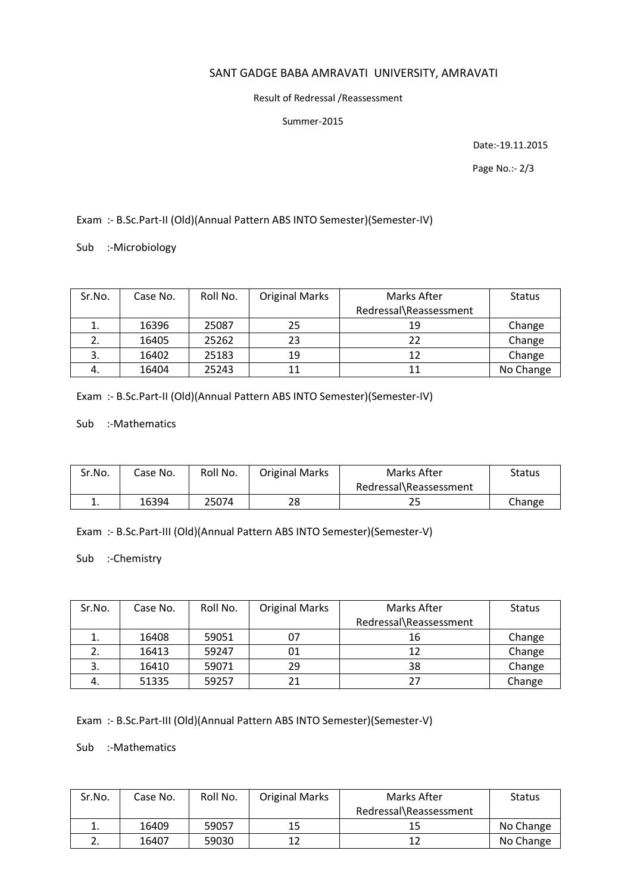# SANT GADGE BABA AMRAVATI UNIVERSITY, AMRAVATI

Result of Redressal /Reassessment

Summer-2015

Date:-19.11.2015

Page No.:- 2/3

Exam :- B.Sc.Part-II (Old)(Annual Pattern ABS INTO Semester)(Semester-IV)

Sub :-Microbiology

| Sr.No. | Case No. | Roll No. | Original Marks | Marks After Redressal\Reassessment | Status |
|---|---|---|---|---|---|
| 1. | 16396 | 25087 | 25 | 19 | Change |
| 2. | 16405 | 25262 | 23 | 22 | Change |
| 3. | 16402 | 25183 | 19 | 12 | Change |
| 4. | 16404 | 25243 | 11 | 11 | No Change |

Exam :- B.Sc.Part-II (Old)(Annual Pattern ABS INTO Semester)(Semester-IV)

Sub :-Mathematics

| Sr.No. | Case No. | Roll No. | Original Marks | Marks After Redressal\Reassessment | Status |
|---|---|---|---|---|---|
| 1. | 16394 | 25074 | 28 | 25 | Change |

Exam :- B.Sc.Part-III (Old)(Annual Pattern ABS INTO Semester)(Semester-V)

Sub :-Chemistry

| Sr.No. | Case No. | Roll No. | Original Marks | Marks After Redressal\Reassessment | Status |
|---|---|---|---|---|---|
| 1. | 16408 | 59051 | 07 | 16 | Change |
| 2. | 16413 | 59247 | 01 | 12 | Change |
| 3. | 16410 | 59071 | 29 | 38 | Change |
| 4. | 51335 | 59257 | 21 | 27 | Change |

Exam :- B.Sc.Part-III (Old)(Annual Pattern ABS INTO Semester)(Semester-V)

Sub :-Mathematics

| Sr.No. | Case No. | Roll No. | Original Marks | Marks After Redressal\Reassessment | Status |
|---|---|---|---|---|---|
| 1. | 16409 | 59057 | 15 | 15 | No Change |
| 2. | 16407 | 59030 | 12 | 12 | No Change |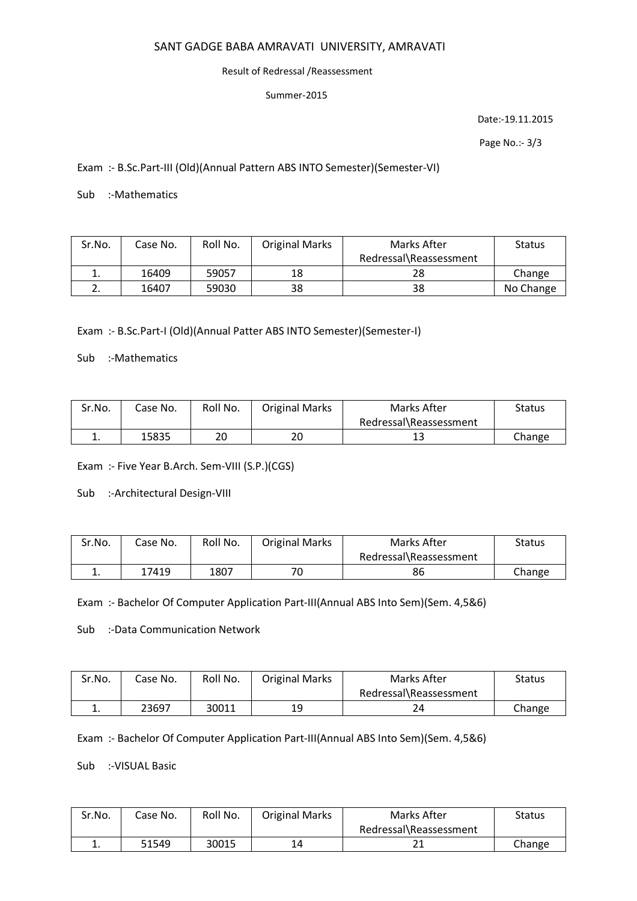# SANT GADGE BABA AMRAVATI UNIVERSITY, AMRAVATI

Result of Redressal /Reassessment

Summer-2015

Date:-19.11.2015

Exam :- B.Sc.Part-III (Old)(Annual Pattern ABS INTO Semester)(Semester-VI)

Sub :-Mathematics

| Sr.No. | Case No. | Roll No. | Original Marks | Marks After Redressal\Reassessment | Status |
|---|---|---|---|---|---|
| 1. | 16409 | 59057 | 18 | 28 | Change |
| 2. | 16407 | 59030 | 38 | 38 | No Change |

Exam :- B.Sc.Part-I (Old)(Annual Patter ABS INTO Semester)(Semester-I)

Sub :-Mathematics

| Sr.No. | Case No. | Roll No. | Original Marks | Marks After Redressal\Reassessment | Status |
|---|---|---|---|---|---|
| 1. | 15835 | 20 | 20 | 13 | Change |

Exam :- Five Year B.Arch. Sem-VIII (S.P.)(CGS)

Sub :-Architectural Design-VIII

| Sr.No. | Case No. | Roll No. | Original Marks | Marks After Redressal\Reassessment | Status |
|---|---|---|---|---|---|
| 1. | 17419 | 1807 | 70 | 86 | Change |

Exam :- Bachelor Of Computer Application Part-III(Annual ABS Into Sem)(Sem. 4,5&6)

Sub :-Data Communication Network

| Sr.No. | Case No. | Roll No. | Original Marks | Marks After Redressal\Reassessment | Status |
|---|---|---|---|---|---|
| 1. | 23697 | 30011 | 19 | 24 | Change |

Exam :- Bachelor Of Computer Application Part-III(Annual ABS Into Sem)(Sem. 4,5&6)

Sub :-VISUAL Basic

| Sr.No. | Case No. | Roll No. | Original Marks | Marks After Redressal\Reassessment | Status |
|---|---|---|---|---|---|
| 1. | 51549 | 30015 | 14 | 21 | Change |